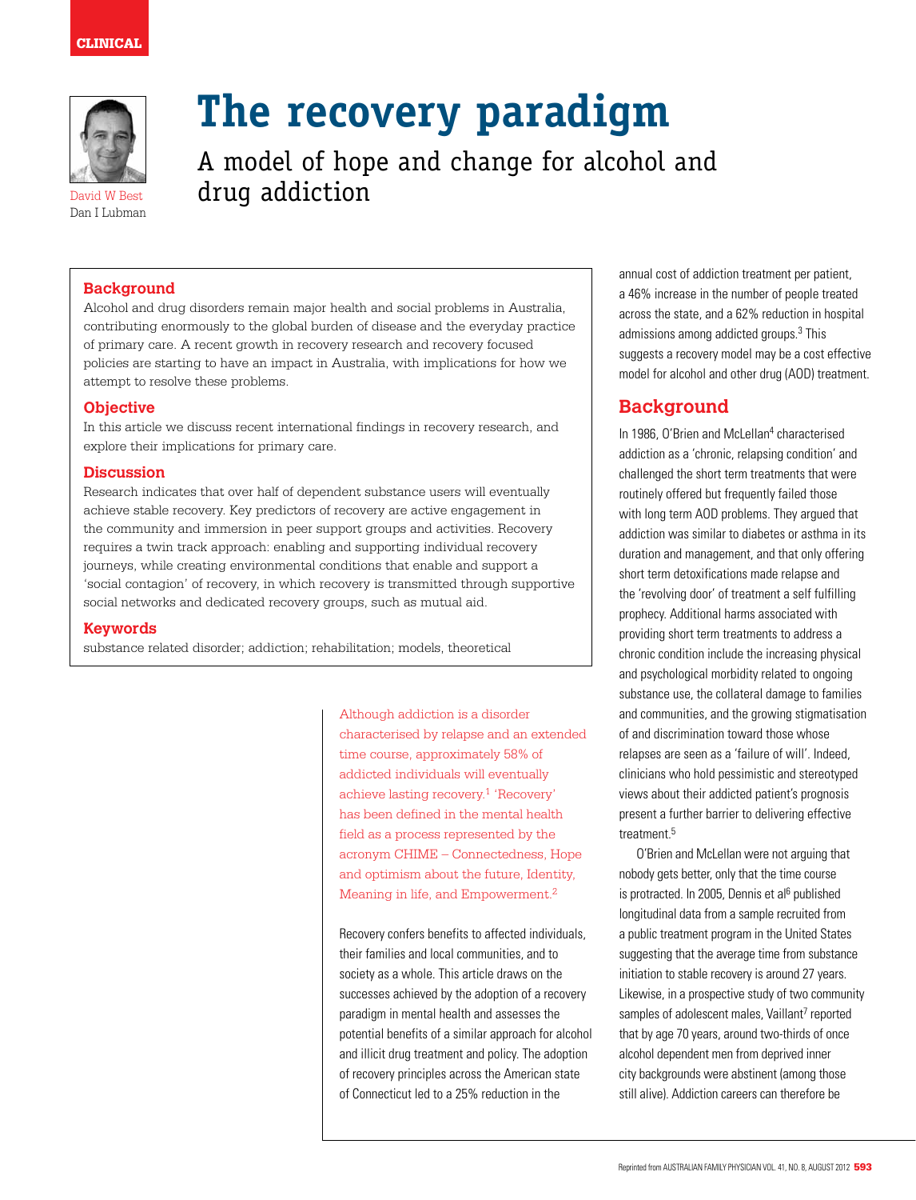CLINICAL

# The recovery paradigm

## A model of hope and change for alcohol and drug addiction

David W Best
Dan I Lubman

### Background

Alcohol and drug disorders remain major health and social problems in Australia, contributing enormously to the global burden of disease and the everyday practice of primary care. A recent growth in recovery research and recovery focused policies are starting to have an impact in Australia, with implications for how we attempt to resolve these problems.

### Objective

In this article we discuss recent international findings in recovery research, and explore their implications for primary care.

### Discussion

Research indicates that over half of dependent substance users will eventually achieve stable recovery. Key predictors of recovery are active engagement in the community and immersion in peer support groups and activities. Recovery requires a twin track approach: enabling and supporting individual recovery journeys, while creating environmental conditions that enable and support a 'social contagion' of recovery, in which recovery is transmitted through supportive social networks and dedicated recovery groups, such as mutual aid.

### Keywords

substance related disorder; addiction; rehabilitation; models, theoretical

Although addiction is a disorder characterised by relapse and an extended time course, approximately 58% of addicted individuals will eventually achieve lasting recovery.[1] 'Recovery' has been defined in the mental health field as a process represented by the acronym CHIME – Connectedness, Hope and optimism about the future, Identity, Meaning in life, and Empowerment.[2]

Recovery confers benefits to affected individuals, their families and local communities, and to society as a whole. This article draws on the successes achieved by the adoption of a recovery paradigm in mental health and assesses the potential benefits of a similar approach for alcohol and illicit drug treatment and policy. The adoption of recovery principles across the American state of Connecticut led to a 25% reduction in the annual cost of addiction treatment per patient, a 46% increase in the number of people treated across the state, and a 62% reduction in hospital admissions among addicted groups.[3] This suggests a recovery model may be a cost effective model for alcohol and other drug (AOD) treatment.

## Background

In 1986, O'Brien and McLellan[4] characterised addiction as a 'chronic, relapsing condition' and challenged the short term treatments that were routinely offered but frequently failed those with long term AOD problems. They argued that addiction was similar to diabetes or asthma in its duration and management, and that only offering short term detoxifications made relapse and the 'revolving door' of treatment a self fulfilling prophecy. Additional harms associated with providing short term treatments to address a chronic condition include the increasing physical and psychological morbidity related to ongoing substance use, the collateral damage to families and communities, and the growing stigmatisation of and discrimination toward those whose relapses are seen as a 'failure of will'. Indeed, clinicians who hold pessimistic and stereotyped views about their addicted patient's prognosis present a further barrier to delivering effective treatment.[5]

O'Brien and McLellan were not arguing that nobody gets better, only that the time course is protracted. In 2005, Dennis et al[6] published longitudinal data from a sample recruited from a public treatment program in the United States suggesting that the average time from substance initiation to stable recovery is around 27 years. Likewise, in a prospective study of two community samples of adolescent males, Vaillant[7] reported that by age 70 years, around two-thirds of once alcohol dependent men from deprived inner city backgrounds were abstinent (among those still alive). Addiction careers can therefore be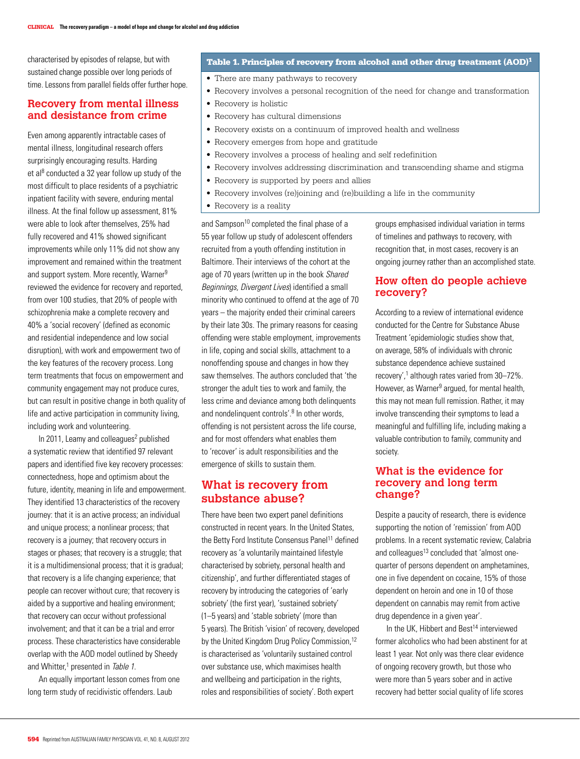characterised by episodes of relapse, but with sustained change possible over long periods of time. Lessons from parallel fields offer further hope.

## Recovery from mental illness and desistance from crime

Even among apparently intractable cases of mental illness, longitudinal research offers surprisingly encouraging results. Harding et al[8] conducted a 32 year follow up study of the most difficult to place residents of a psychiatric inpatient facility with severe, enduring mental illness. At the final follow up assessment, 81% were able to look after themselves, 25% had fully recovered and 41% showed significant improvements while only 11% did not show any improvement and remained within the treatment and support system. More recently, Warner[9] reviewed the evidence for recovery and reported, from over 100 studies, that 20% of people with schizophrenia make a complete recovery and 40% a 'social recovery' (defined as economic and residential independence and low social disruption), with work and empowerment two of the key features of the recovery process. Long term treatments that focus on empowerment and community engagement may not produce cures, but can result in positive change in both quality of life and active participation in community living, including work and volunteering.

In 2011, Leamy and colleagues[2] published a systematic review that identified 97 relevant papers and identified five key recovery processes: connectedness, hope and optimism about the future, identity, meaning in life and empowerment. They identified 13 characteristics of the recovery journey: that it is an active process; an individual and unique process; a nonlinear process; that recovery is a journey; that recovery occurs in stages or phases; that recovery is a struggle; that it is a multidimensional process; that it is gradual; that recovery is a life changing experience; that people can recover without cure; that recovery is aided by a supportive and healing environment; that recovery can occur without professional involvement; and that it can be a trial and error process. These characteristics have considerable overlap with the AOD model outlined by Sheedy and Whitter,[1] presented in *Table 1*.

**Table 1. Principles of recovery from alcohol and other drug treatment (AOD)[1]**

- There are many pathways to recovery
- Recovery involves a personal recognition of the need for change and transformation
- Recovery is holistic
- Recovery has cultural dimensions
- Recovery exists on a continuum of improved health and wellness
- Recovery emerges from hope and gratitude
- Recovery involves a process of healing and self redefinition
- Recovery involves addressing discrimination and transcending shame and stigma
- Recovery is supported by peers and allies
- Recovery involves (re)joining and (re)building a life in the community
- Recovery is a reality

An equally important lesson comes from one long term study of recidivistic offenders. Laub and Sampson[10] completed the final phase of a 55 year follow up study of adolescent offenders recruited from a youth offending institution in Baltimore. Their interviews of the cohort at the age of 70 years (written up in the book *Shared Beginnings, Divergent Lives*) identified a small minority who continued to offend at the age of 70 years – the majority ended their criminal careers by their late 30s. The primary reasons for ceasing offending were stable employment, improvements in life, coping and social skills, attachment to a nonoffending spouse and changes in how they saw themselves. The authors concluded that 'the stronger the adult ties to work and family, the less crime and deviance among both delinquents and nondelinquent controls'.[8] In other words, offending is not persistent across the life course, and for most offenders what enables them to 'recover' is adult responsibilities and the emergence of skills to sustain them.

## What is recovery from substance abuse?

There have been two expert panel definitions constructed in recent years. In the United States, the Betty Ford Institute Consensus Panel[11] defined recovery as 'a voluntarily maintained lifestyle characterised by sobriety, personal health and citizenship', and further differentiated stages of recovery by introducing the categories of 'early sobriety' (the first year), 'sustained sobriety' (1–5 years) and 'stable sobriety' (more than 5 years). The British 'vision' of recovery, developed by the United Kingdom Drug Policy Commission,[12] is characterised as 'voluntarily sustained control over substance use, which maximises health and wellbeing and participation in the rights, roles and responsibilities of society'. Both expert groups emphasised individual variation in terms of timelines and pathways to recovery, with recognition that, in most cases, recovery is an ongoing journey rather than an accomplished state.

## How often do people achieve recovery?

According to a review of international evidence conducted for the Centre for Substance Abuse Treatment 'epidemiologic studies show that, on average, 58% of individuals with chronic substance dependence achieve sustained recovery',[1] although rates varied from 30–72%. However, as Warner[9] argued, for mental health, this may not mean full remission. Rather, it may involve transcending their symptoms to lead a meaningful and fulfilling life, including making a valuable contribution to family, community and society.

## What is the evidence for recovery and long term change?

Despite a paucity of research, there is evidence supporting the notion of 'remission' from AOD problems. In a recent systematic review, Calabria and colleagues[13] concluded that 'almost one-quarter of persons dependent on amphetamines, one in five dependent on cocaine, 15% of those dependent on heroin and one in 10 of those dependent on cannabis may remit from active drug dependence in a given year'.

In the UK, Hibbert and Best[14] interviewed former alcoholics who had been abstinent for at least 1 year. Not only was there clear evidence of ongoing recovery growth, but those who were more than 5 years sober and in active recovery had better social quality of life scores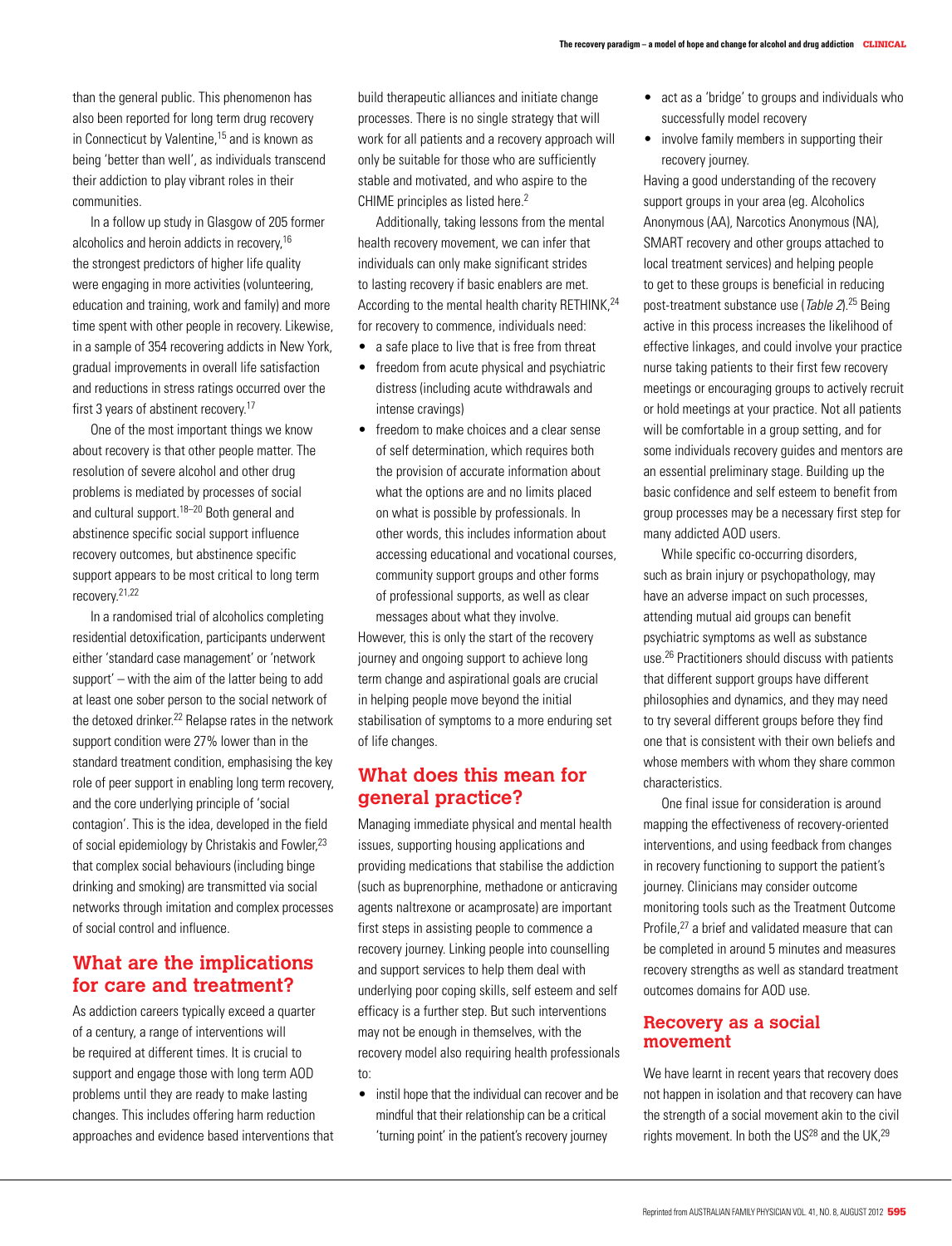than the general public. This phenomenon has also been reported for long term drug recovery in Connecticut by Valentine,[15] and is known as being 'better than well', as individuals transcend their addiction to play vibrant roles in their communities.

In a follow up study in Glasgow of 205 former alcoholics and heroin addicts in recovery,[16] the strongest predictors of higher life quality were engaging in more activities (volunteering, education and training, work and family) and more time spent with other people in recovery. Likewise, in a sample of 354 recovering addicts in New York, gradual improvements in overall life satisfaction and reductions in stress ratings occurred over the first 3 years of abstinent recovery.[17]

One of the most important things we know about recovery is that other people matter. The resolution of severe alcohol and other drug problems is mediated by processes of social and cultural support.[18–20] Both general and abstinence specific social support influence recovery outcomes, but abstinence specific support appears to be most critical to long term recovery.[21,22]

In a randomised trial of alcoholics completing residential detoxification, participants underwent either 'standard case management' or 'network support' – with the aim of the latter being to add at least one sober person to the social network of the detoxed drinker.[22] Relapse rates in the network support condition were 27% lower than in the standard treatment condition, emphasising the key role of peer support in enabling long term recovery, and the core underlying principle of 'social contagion'. This is the idea, developed in the field of social epidemiology by Christakis and Fowler,[23] that complex social behaviours (including binge drinking and smoking) are transmitted via social networks through imitation and complex processes of social control and influence.

## What are the implications for care and treatment?

As addiction careers typically exceed a quarter of a century, a range of interventions will be required at different times. It is crucial to support and engage those with long term AOD problems until they are ready to make lasting changes. This includes offering harm reduction approaches and evidence based interventions that build therapeutic alliances and initiate change processes. There is no single strategy that will work for all patients and a recovery approach will only be suitable for those who are sufficiently stable and motivated, and who aspire to the CHIME principles as listed here.[2]

Additionally, taking lessons from the mental health recovery movement, we can infer that individuals can only make significant strides to lasting recovery if basic enablers are met. According to the mental health charity RETHINK,[24] for recovery to commence, individuals need:

- a safe place to live that is free from threat
- freedom from acute physical and psychiatric distress (including acute withdrawals and intense cravings)
- freedom to make choices and a clear sense of self determination, which requires both the provision of accurate information about what the options are and no limits placed on what is possible by professionals. In other words, this includes information about accessing educational and vocational courses, community support groups and other forms of professional supports, as well as clear messages about what they involve.

However, this is only the start of the recovery journey and ongoing support to achieve long term change and aspirational goals are crucial in helping people move beyond the initial stabilisation of symptoms to a more enduring set of life changes.

## What does this mean for general practice?

Managing immediate physical and mental health issues, supporting housing applications and providing medications that stabilise the addiction (such as buprenorphine, methadone or anticraving agents naltrexone or acamprosate) are important first steps in assisting people to commence a recovery journey. Linking people into counselling and support services to help them deal with underlying poor coping skills, self esteem and self efficacy is a further step. But such interventions may not be enough in themselves, with the recovery model also requiring health professionals to:

- instil hope that the individual can recover and be mindful that their relationship can be a critical 'turning point' in the patient's recovery journey
- act as a 'bridge' to groups and individuals who successfully model recovery
- involve family members in supporting their recovery journey.

Having a good understanding of the recovery support groups in your area (eg. Alcoholics Anonymous (AA), Narcotics Anonymous (NA), SMART recovery and other groups attached to local treatment services) and helping people to get to these groups is beneficial in reducing post-treatment substance use (*Table 2*).[25] Being active in this process increases the likelihood of effective linkages, and could involve your practice nurse taking patients to their first few recovery meetings or encouraging groups to actively recruit or hold meetings at your practice. Not all patients will be comfortable in a group setting, and for some individuals recovery guides and mentors are an essential preliminary stage. Building up the basic confidence and self esteem to benefit from group processes may be a necessary first step for many addicted AOD users.

While specific co-occurring disorders, such as brain injury or psychopathology, may have an adverse impact on such processes, attending mutual aid groups can benefit psychiatric symptoms as well as substance use.[26] Practitioners should discuss with patients that different support groups have different philosophies and dynamics, and they may need to try several different groups before they find one that is consistent with their own beliefs and whose members with whom they share common characteristics.

One final issue for consideration is around mapping the effectiveness of recovery-oriented interventions, and using feedback from changes in recovery functioning to support the patient's journey. Clinicians may consider outcome monitoring tools such as the Treatment Outcome Profile,[27] a brief and validated measure that can be completed in around 5 minutes and measures recovery strengths as well as standard treatment outcomes domains for AOD use.

## Recovery as a social movement

We have learnt in recent years that recovery does not happen in isolation and that recovery can have the strength of a social movement akin to the civil rights movement. In both the US[28] and the UK,[29]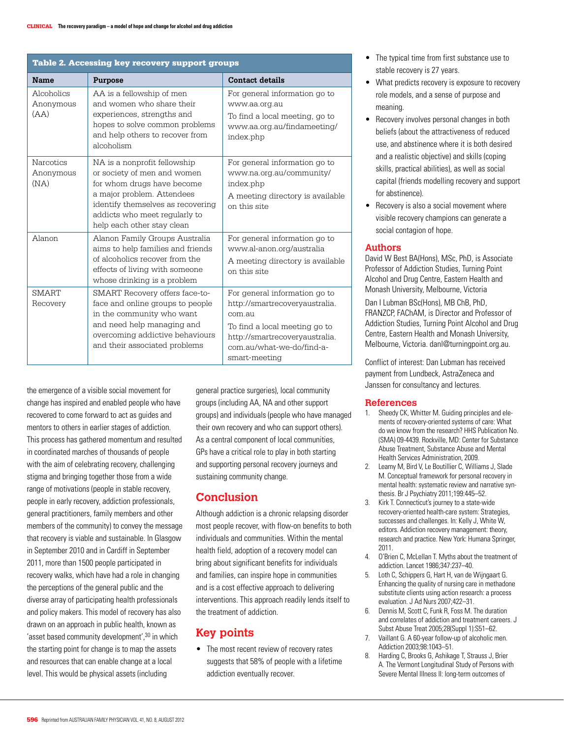**Table 2. Accessing key recovery support groups**

| Name | Purpose | Contact details |
|---|---|---|
| Alcoholics Anonymous (AA) | AA is a fellowship of men and women who share their experiences, strengths and hopes to solve common problems and help others to recover from alcoholism | For general information go to www.aa.org.au<br>To find a local meeting, go to www.aa.org.au/findameeting/index.php |
| Narcotics Anonymous (NA) | NA is a nonprofit fellowship or society of men and women for whom drugs have become a major problem. Attendees identify themselves as recovering addicts who meet regularly to help each other stay clean | For general information go to www.na.org.au/community/index.php<br>A meeting directory is available on this site |
| Alanon | Alanon Family Groups Australia aims to help families and friends of alcoholics recover from the effects of living with someone whose drinking is a problem | For general information go to www.al-anon.org/australia<br>A meeting directory is available on this site |
| SMART Recovery | SMART Recovery offers face-to-face and online groups to people in the community who want and need help managing and overcoming addictive behaviours and their associated problems | For general information go to http://smartrecoveryaustralia.com.au<br>To find a local meeting go to http://smartrecoveryaustralia.com.au/what-we-do/find-a-smart-meeting |

the emergence of a visible social movement for change has inspired and enabled people who have recovered to come forward to act as guides and mentors to others in earlier stages of addiction. This process has gathered momentum and resulted in coordinated marches of thousands of people with the aim of celebrating recovery, challenging stigma and bringing together those from a wide range of motivations (people in stable recovery, people in early recovery, addiction professionals, general practitioners, family members and other members of the community) to convey the message that recovery is viable and sustainable. In Glasgow in September 2010 and in Cardiff in September 2011, more than 1500 people participated in recovery walks, which have had a role in changing the perceptions of the general public and the diverse array of participating health professionals and policy makers. This model of recovery has also drawn on an approach in public health, known as 'asset based community development',[30] in which the starting point for change is to map the assets and resources that can enable change at a local level. This would be physical assets (including general practice surgeries), local community groups (including AA, NA and other support groups) and individuals (people who have managed their own recovery and who can support others). As a central component of local communities, GPs have a critical role to play in both starting and supporting personal recovery journeys and sustaining community change.

## Conclusion

Although addiction is a chronic relapsing disorder most people recover, with flow-on benefits to both individuals and communities. Within the mental health field, adoption of a recovery model can bring about significant benefits for individuals and families, can inspire hope in communities and is a cost effective approach to delivering interventions. This approach readily lends itself to the treatment of addiction.

## Key points

- The most recent review of recovery rates suggests that 58% of people with a lifetime addiction eventually recover.
- The typical time from first substance use to stable recovery is 27 years.
- What predicts recovery is exposure to recovery role models, and a sense of purpose and meaning.
- Recovery involves personal changes in both beliefs (about the attractiveness of reduced use, and abstinence where it is both desired and a realistic objective) and skills (coping skills, practical abilities), as well as social capital (friends modelling recovery and support for abstinence).
- Recovery is also a social movement where visible recovery champions can generate a social contagion of hope.

## Authors

David W Best BA(Hons), MSc, PhD, is Associate Professor of Addiction Studies, Turning Point Alcohol and Drug Centre, Eastern Health and Monash University, Melbourne, Victoria

Dan I Lubman BSc(Hons), MB ChB, PhD, FRANZCP, FAChAM, is Director and Professor of Addiction Studies, Turning Point Alcohol and Drug Centre, Eastern Health and Monash University, Melbourne, Victoria. danl@turningpoint.org.au.

Conflict of interest: Dan Lubman has received payment from Lundbeck, AstraZeneca and Janssen for consultancy and lectures.

## References

1. Sheedy CK, Whitter M. Guiding principles and elements of recovery-oriented systems of care: What do we know from the research? HHS Publication No. (SMA) 09-4439. Rockville, MD: Center for Substance Abuse Treatment, Substance Abuse and Mental Health Services Administration, 2009.
2. Leamy M, Bird V, Le Boutillier C, Williams J, Slade M. Conceptual framework for personal recovery in mental health: systematic review and narrative synthesis. Br J Psychiatry 2011;199:445–52.
3. Kirk T. Connecticut's journey to a state-wide recovery-oriented health-care system: Strategies, successes and challenges. In: Kelly J, White W, editors. Addiction recovery management: theory, research and practice. New York: Humana Springer, 2011.
4. O'Brien C, McLellan T. Myths about the treatment of addiction. Lancet 1986;347:237–40.
5. Loth C, Schippers G, Hart H, van de Wijngaart G. Enhancing the quality of nursing care in methadone substitute clients using action research: a process evaluation. J Ad Nurs 2007;422–31.
6. Dennis M, Scott C, Funk R, Foss M. The duration and correlates of addiction and treatment careers. J Subst Abuse Treat 2005;28(Suppl 1):S51–62.
7. Vaillant G. A 60-year follow-up of alcoholic men. Addiction 2003;98:1043–51.
8. Harding C, Brooks G, Ashikage T, Strauss J, Brier A. The Vermont Longitudinal Study of Persons with Severe Mental Illness II: long-term outcomes of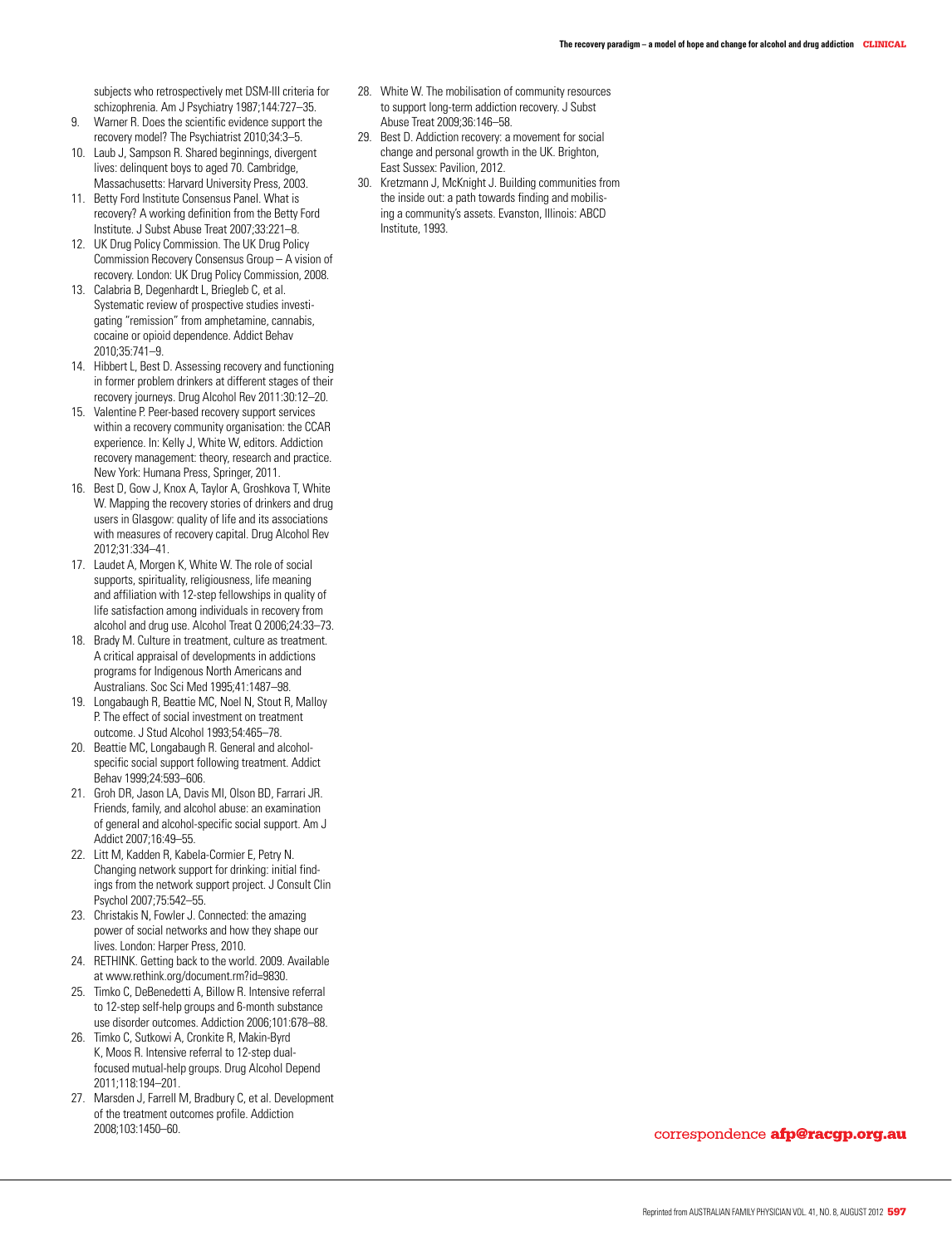subjects who retrospectively met DSM-III criteria for schizophrenia. Am J Psychiatry 1987;144:727–35.

9. Warner R. Does the scientific evidence support the recovery model? The Psychiatrist 2010;34:3–5.
10. Laub J, Sampson R. Shared beginnings, divergent lives: delinquent boys to aged 70. Cambridge, Massachusetts: Harvard University Press, 2003.
11. Betty Ford Institute Consensus Panel. What is recovery? A working definition from the Betty Ford Institute. J Subst Abuse Treat 2007;33:221–8.
12. UK Drug Policy Commission. The UK Drug Policy Commission Recovery Consensus Group – A vision of recovery. London: UK Drug Policy Commission, 2008.
13. Calabria B, Degenhardt L, Briegleb C, et al. Systematic review of prospective studies investigating "remission" from amphetamine, cannabis, cocaine or opioid dependence. Addict Behav 2010;35:741–9.
14. Hibbert L, Best D. Assessing recovery and functioning in former problem drinkers at different stages of their recovery journeys. Drug Alcohol Rev 2011:30:12–20.
15. Valentine P. Peer-based recovery support services within a recovery community organisation: the CCAR experience. In: Kelly J, White W, editors. Addiction recovery management: theory, research and practice. New York: Humana Press, Springer, 2011.
16. Best D, Gow J, Knox A, Taylor A, Groshkova T, White W. Mapping the recovery stories of drinkers and drug users in Glasgow: quality of life and its associations with measures of recovery capital. Drug Alcohol Rev 2012;31:334–41.
17. Laudet A, Morgen K, White W. The role of social supports, spirituality, religiousness, life meaning and affiliation with 12-step fellowships in quality of life satisfaction among individuals in recovery from alcohol and drug use. Alcohol Treat Q 2006;24:33–73.
18. Brady M. Culture in treatment, culture as treatment. A critical appraisal of developments in addictions programs for Indigenous North Americans and Australians. Soc Sci Med 1995;41:1487–98.
19. Longabaugh R, Beattie MC, Noel N, Stout R, Malloy P. The effect of social investment on treatment outcome. J Stud Alcohol 1993;54:465–78.
20. Beattie MC, Longabaugh R. General and alcohol-specific social support following treatment. Addict Behav 1999;24:593–606.
21. Groh DR, Jason LA, Davis MI, Olson BD, Farrari JR. Friends, family, and alcohol abuse: an examination of general and alcohol-specific social support. Am J Addict 2007;16:49–55.
22. Litt M, Kadden R, Kabela-Cormier E, Petry N. Changing network support for drinking: initial findings from the network support project. J Consult Clin Psychol 2007;75:542–55.
23. Christakis N, Fowler J. Connected: the amazing power of social networks and how they shape our lives. London: Harper Press, 2010.
24. RETHINK. Getting back to the world. 2009. Available at www.rethink.org/document.rm?id=9830.
25. Timko C, DeBenedetti A, Billow R. Intensive referral to 12-step self-help groups and 6-month substance use disorder outcomes. Addiction 2006;101:678–88.
26. Timko C, Sutkowi A, Cronkite R, Makin-Byrd K, Moos R. Intensive referral to 12-step dual-focused mutual-help groups. Drug Alcohol Depend 2011;118:194–201.
27. Marsden J, Farrell M, Bradbury C, et al. Development of the treatment outcomes profile. Addiction 2008;103:1450–60.
28. White W. The mobilisation of community resources to support long-term addiction recovery. J Subst Abuse Treat 2009;36:146–58.
29. Best D. Addiction recovery: a movement for social change and personal growth in the UK. Brighton, East Sussex: Pavilion, 2012.
30. Kretzmann J, McKnight J. Building communities from the inside out: a path towards finding and mobilising a community's assets. Evanston, Illinois: ABCD Institute, 1993.

correspondence **afp@racgp.org.au**